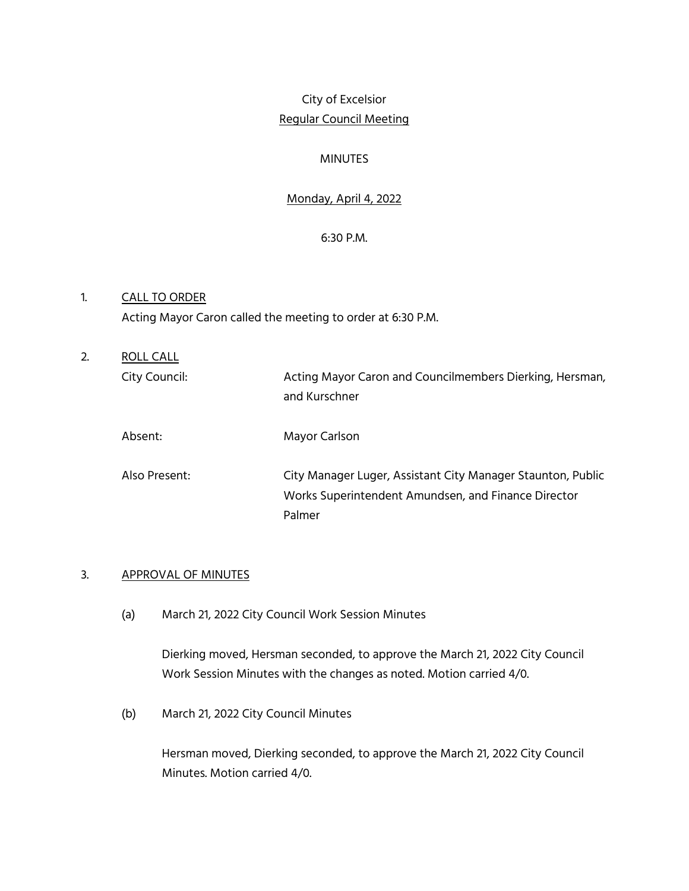City of Excelsior

Regular Council Meeting

MINUTES

Monday, April 4, 2022

6:30 P.M.

1. CALL TO ORDER

   Acting Mayor Caron called the meeting to order at 6:30 P.M.

2. ROLL CALL

| | |
|---|---|
| City Council: | Acting Mayor Caron and Councilmembers Dierking, Hersman, and Kurschner |
| Absent: | Mayor Carlson |
| Also Present: | City Manager Luger, Assistant City Manager Staunton, Public Works Superintendent Amundsen, and Finance Director Palmer |

3. APPROVAL OF MINUTES

   (a) March 21, 2022 City Council Work Session Minutes

   Dierking moved, Hersman seconded, to approve the March 21, 2022 City Council Work Session Minutes with the changes as noted. Motion carried 4/0.

   (b) March 21, 2022 City Council Minutes

   Hersman moved, Dierking seconded, to approve the March 21, 2022 City Council Minutes. Motion carried 4/0.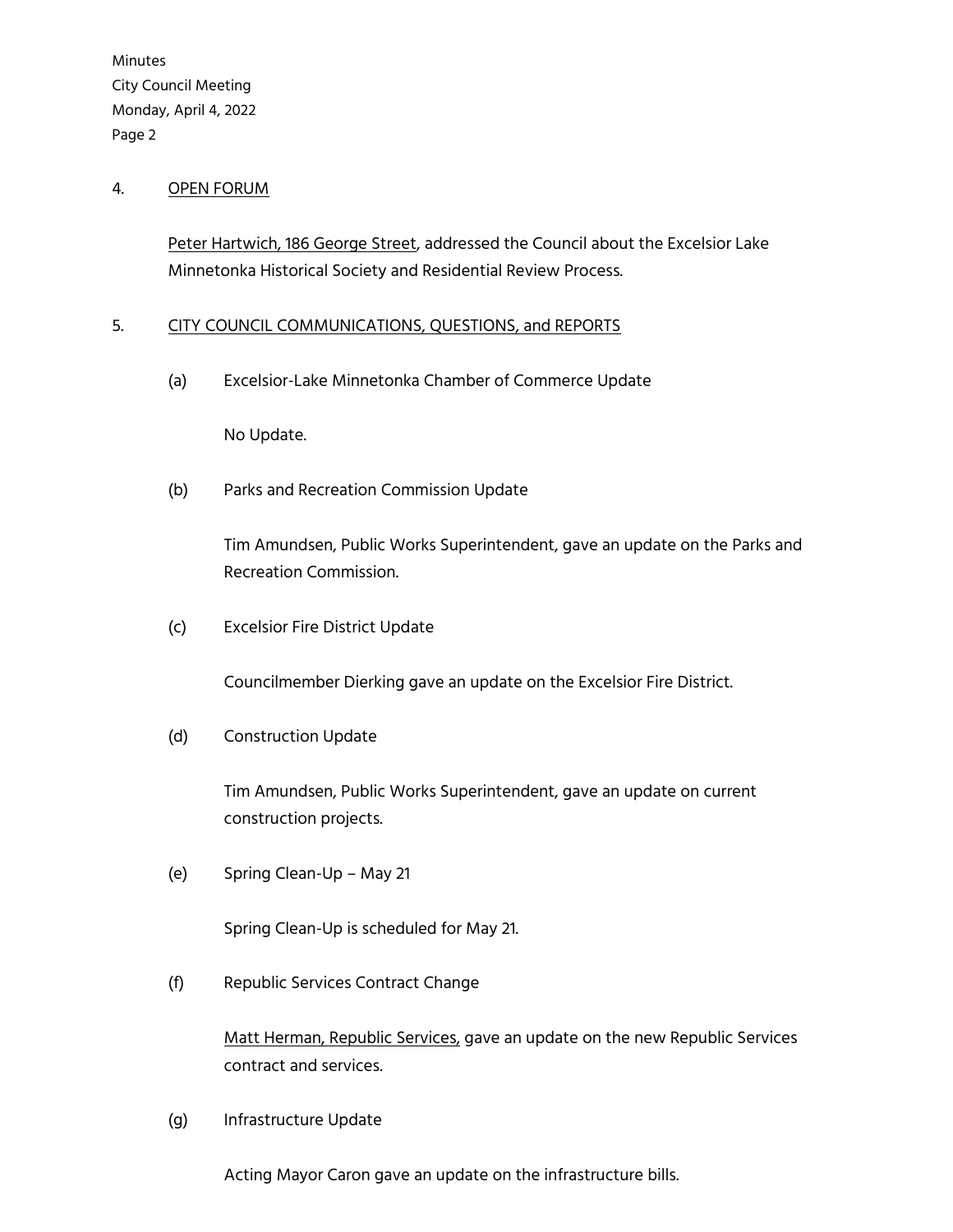4. OPEN FORUM

Peter Hartwich, 186 George Street, addressed the Council about the Excelsior Lake Minnetonka Historical Society and Residential Review Process.

5. CITY COUNCIL COMMUNICATIONS, QUESTIONS, and REPORTS

(a) Excelsior-Lake Minnetonka Chamber of Commerce Update

No Update.

(b) Parks and Recreation Commission Update

Tim Amundsen, Public Works Superintendent, gave an update on the Parks and Recreation Commission.

(c) Excelsior Fire District Update

Councilmember Dierking gave an update on the Excelsior Fire District.

(d) Construction Update

Tim Amundsen, Public Works Superintendent, gave an update on current construction projects.

(e) Spring Clean-Up – May 21

Spring Clean-Up is scheduled for May 21.

(f) Republic Services Contract Change

Matt Herman, Republic Services, gave an update on the new Republic Services contract and services.

(g) Infrastructure Update

Acting Mayor Caron gave an update on the infrastructure bills.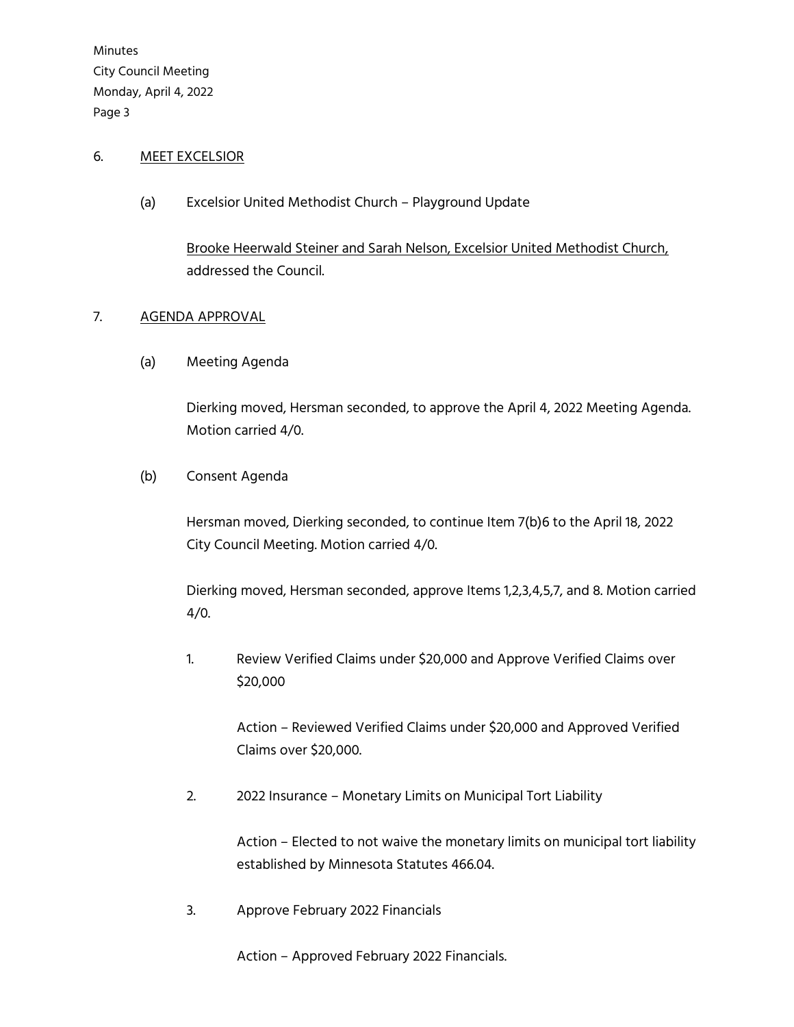## 6. MEET EXCELSIOR

(a) Excelsior United Methodist Church – Playground Update

Brooke Heerwald Steiner and Sarah Nelson, Excelsior United Methodist Church, addressed the Council.

## 7. AGENDA APPROVAL

(a) Meeting Agenda

Dierking moved, Hersman seconded, to approve the April 4, 2022 Meeting Agenda. Motion carried 4/0.

(b) Consent Agenda

Hersman moved, Dierking seconded, to continue Item 7(b)6 to the April 18, 2022 City Council Meeting. Motion carried 4/0.

Dierking moved, Hersman seconded, approve Items 1,2,3,4,5,7, and 8. Motion carried 4/0.

1. Review Verified Claims under $20,000 and Approve Verified Claims over $20,000

   Action – Reviewed Verified Claims under $20,000 and Approved Verified Claims over $20,000.

2. 2022 Insurance – Monetary Limits on Municipal Tort Liability

   Action – Elected to not waive the monetary limits on municipal tort liability established by Minnesota Statutes 466.04.

3. Approve February 2022 Financials

   Action – Approved February 2022 Financials.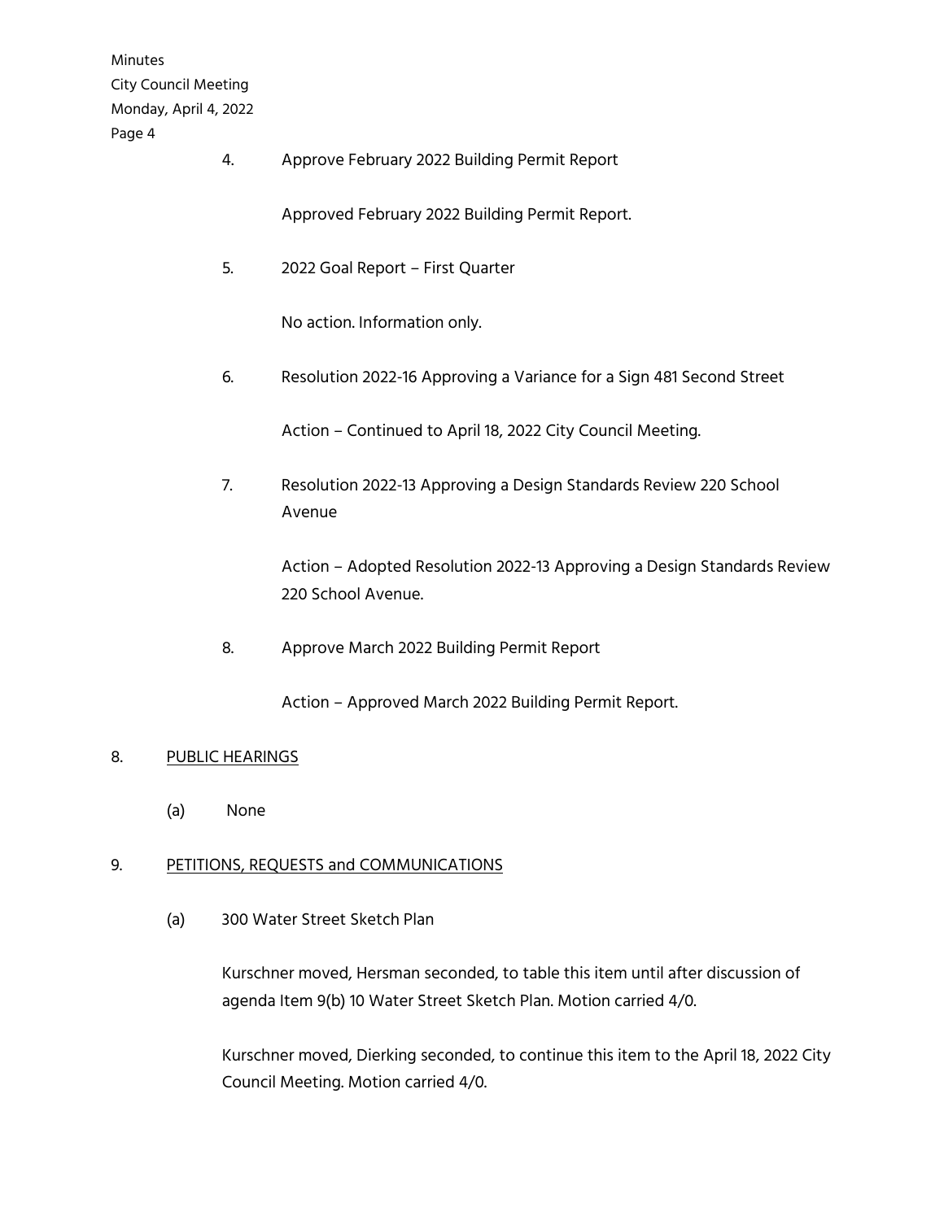4. Approve February 2022 Building Permit Report

   Approved February 2022 Building Permit Report.

5. 2022 Goal Report – First Quarter

   No action. Information only.

6. Resolution 2022-16 Approving a Variance for a Sign 481 Second Street

   Action – Continued to April 18, 2022 City Council Meeting.

7. Resolution 2022-13 Approving a Design Standards Review 220 School Avenue

   Action – Adopted Resolution 2022-13 Approving a Design Standards Review 220 School Avenue.

8. Approve March 2022 Building Permit Report

   Action – Approved March 2022 Building Permit Report.

8. PUBLIC HEARINGS

   (a) None

9. PETITIONS, REQUESTS and COMMUNICATIONS

   (a) 300 Water Street Sketch Plan

   Kurschner moved, Hersman seconded, to table this item until after discussion of agenda Item 9(b) 10 Water Street Sketch Plan. Motion carried 4/0.

   Kurschner moved, Dierking seconded, to continue this item to the April 18, 2022 City Council Meeting. Motion carried 4/0.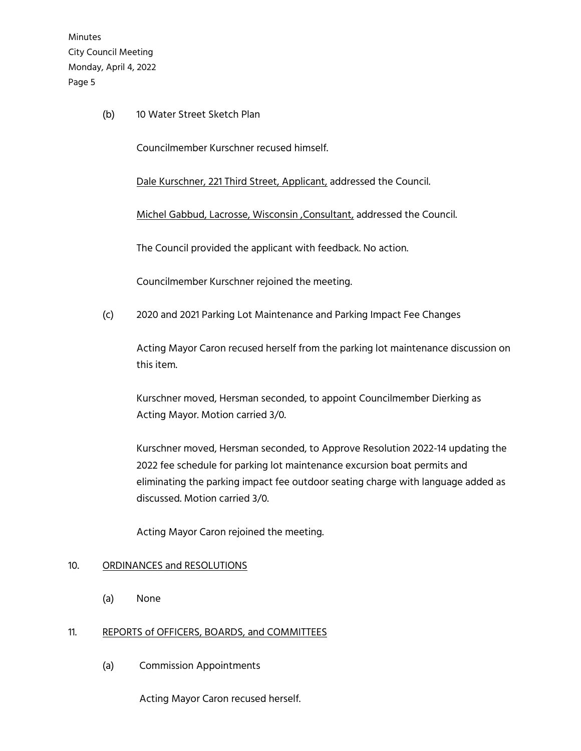(b) 10 Water Street Sketch Plan

Councilmember Kurschner recused himself.

<u>Dale Kurschner, 221 Third Street, Applicant,</u> addressed the Council.

<u>Michel Gabbud, Lacrosse, Wisconsin ,Consultant,</u> addressed the Council.

The Council provided the applicant with feedback. No action.

Councilmember Kurschner rejoined the meeting.

(c) 2020 and 2021 Parking Lot Maintenance and Parking Impact Fee Changes

Acting Mayor Caron recused herself from the parking lot maintenance discussion on this item.

Kurschner moved, Hersman seconded, to appoint Councilmember Dierking as Acting Mayor. Motion carried 3/0.

Kurschner moved, Hersman seconded, to Approve Resolution 2022-14 updating the 2022 fee schedule for parking lot maintenance excursion boat permits and eliminating the parking impact fee outdoor seating charge with language added as discussed. Motion carried 3/0.

Acting Mayor Caron rejoined the meeting.

10. <u>ORDINANCES and RESOLUTIONS</u>

(a) None

11. <u>REPORTS of OFFICERS, BOARDS, and COMMITTEES</u>

(a) Commission Appointments

Acting Mayor Caron recused herself.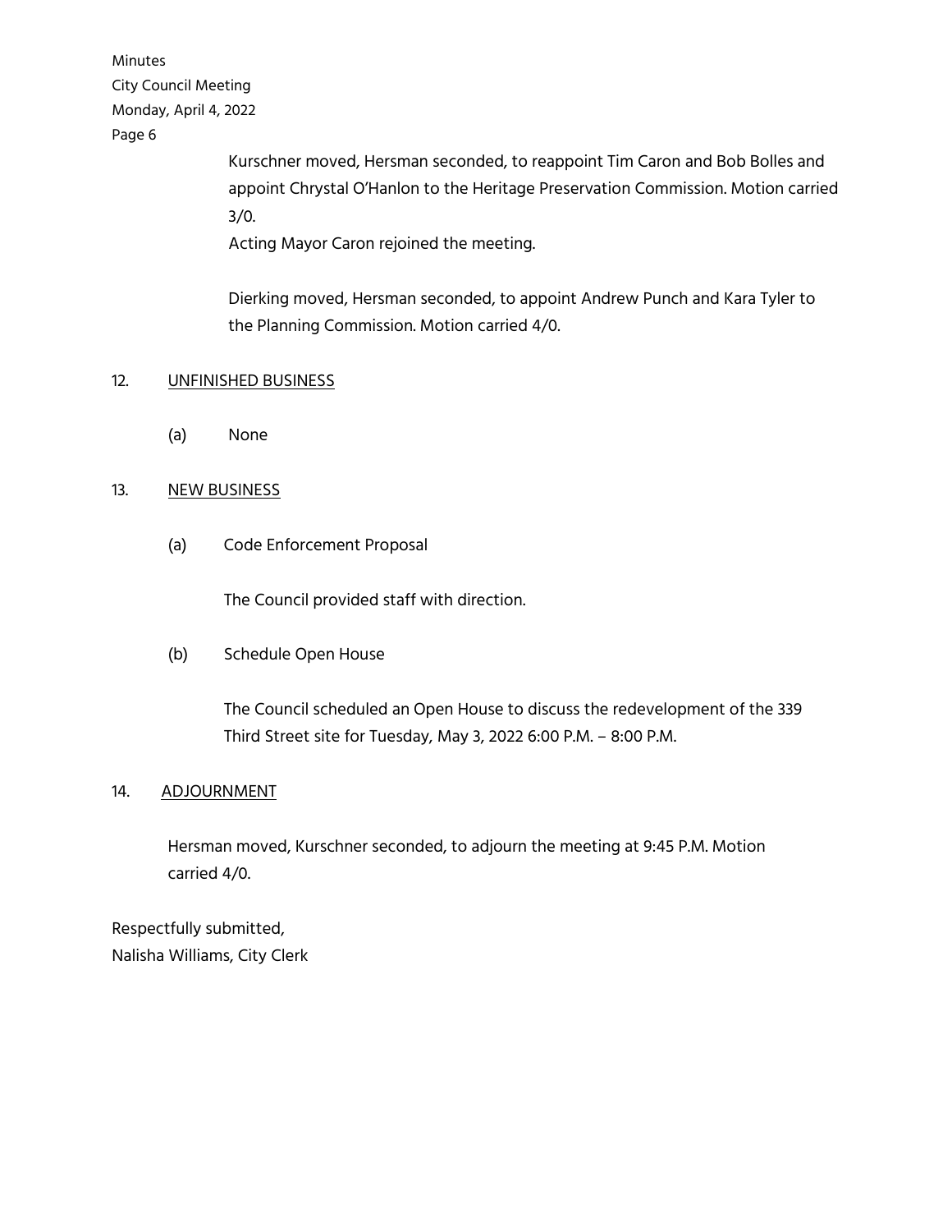Kurschner moved, Hersman seconded, to reappoint Tim Caron and Bob Bolles and appoint Chrystal O'Hanlon to the Heritage Preservation Commission. Motion carried 3/0.

Acting Mayor Caron rejoined the meeting.

Dierking moved, Hersman seconded, to appoint Andrew Punch and Kara Tyler to the Planning Commission. Motion carried 4/0.

## 12. UNFINISHED BUSINESS

(a) None

## 13. NEW BUSINESS

(a) Code Enforcement Proposal

The Council provided staff with direction.

(b) Schedule Open House

The Council scheduled an Open House to discuss the redevelopment of the 339 Third Street site for Tuesday, May 3, 2022 6:00 P.M. – 8:00 P.M.

## 14. ADJOURNMENT

Hersman moved, Kurschner seconded, to adjourn the meeting at 9:45 P.M. Motion carried 4/0.

Respectfully submitted,
Nalisha Williams, City Clerk